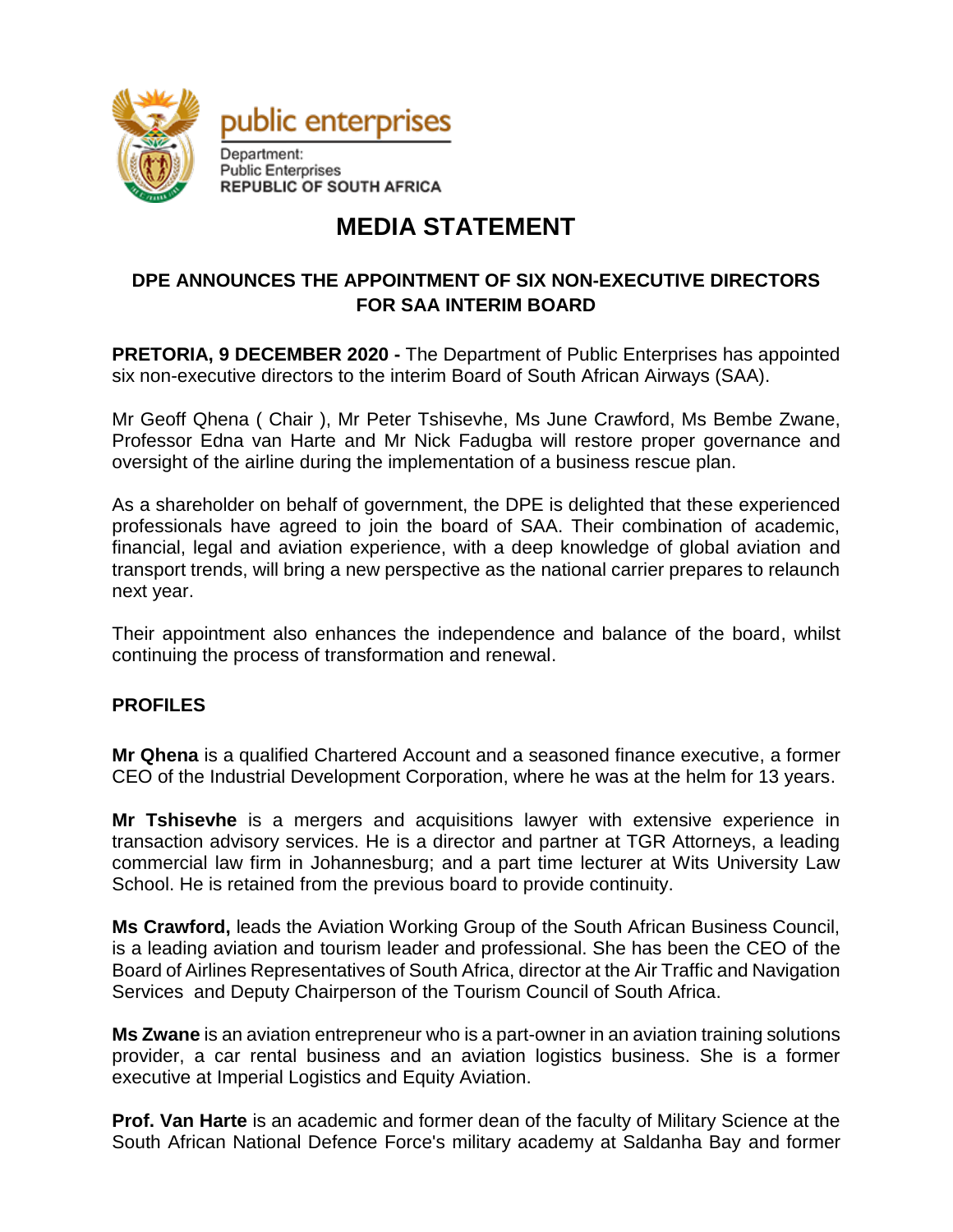public enterprises

Department:
Public Enterprises
REPUBLIC OF SOUTH AFRICA

# MEDIA STATEMENT

## DPE ANNOUNCES THE APPOINTMENT OF SIX NON-EXECUTIVE DIRECTORS FOR SAA INTERIM BOARD

**PRETORIA, 9 DECEMBER 2020 -** The Department of Public Enterprises has appointed six non-executive directors to the interim Board of South African Airways (SAA).

Mr Geoff Qhena ( Chair ), Mr Peter Tshisevhe, Ms June Crawford, Ms Bembe Zwane, Professor Edna van Harte and Mr Nick Fadugba will restore proper governance and oversight of the airline during the implementation of a business rescue plan.

As a shareholder on behalf of government, the DPE is delighted that these experienced professionals have agreed to join the board of SAA. Their combination of academic, financial, legal and aviation experience, with a deep knowledge of global aviation and transport trends, will bring a new perspective as the national carrier prepares to relaunch next year.

Their appointment also enhances the independence and balance of the board, whilst continuing the process of transformation and renewal.

**PROFILES**

**Mr Qhena** is a qualified Chartered Account and a seasoned finance executive, a former CEO of the Industrial Development Corporation, where he was at the helm for 13 years.

**Mr Tshisevhe** is a mergers and acquisitions lawyer with extensive experience in transaction advisory services. He is a director and partner at TGR Attorneys, a leading commercial law firm in Johannesburg; and a part time lecturer at Wits University Law School. He is retained from the previous board to provide continuity.

**Ms Crawford,** leads the Aviation Working Group of the South African Business Council, is a leading aviation and tourism leader and professional. She has been the CEO of the Board of Airlines Representatives of South Africa, director at the Air Traffic and Navigation Services and Deputy Chairperson of the Tourism Council of South Africa.

**Ms Zwane** is an aviation entrepreneur who is a part-owner in an aviation training solutions provider, a car rental business and an aviation logistics business. She is a former executive at Imperial Logistics and Equity Aviation.

**Prof. Van Harte** is an academic and former dean of the faculty of Military Science at the South African National Defence Force's military academy at Saldanha Bay and former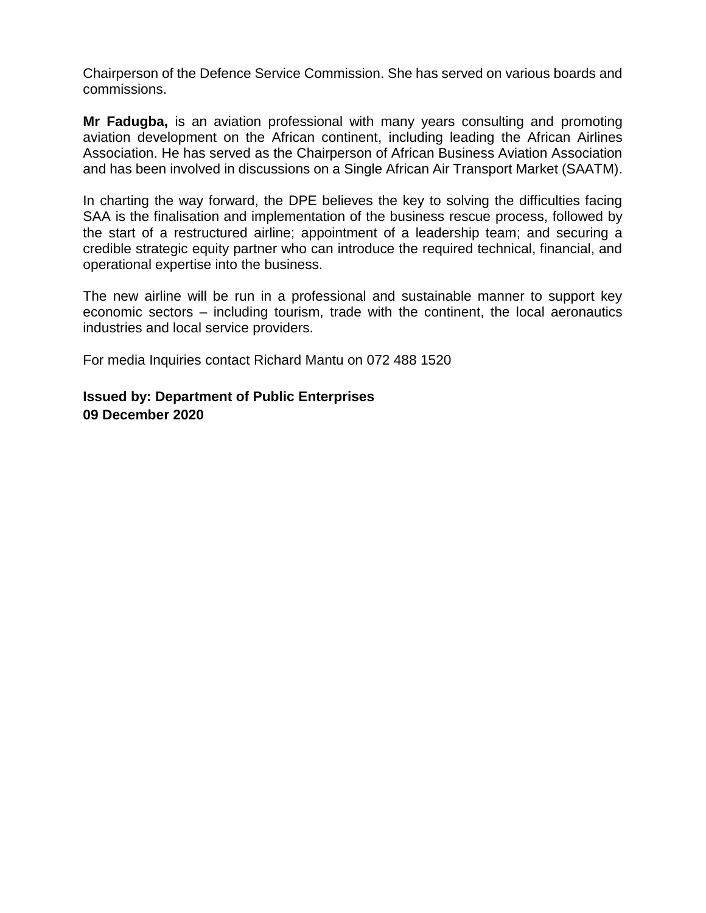Chairperson of the Defence Service Commission. She has served on various boards and commissions.

**Mr Fadugba,** is an aviation professional with many years consulting and promoting aviation development on the African continent, including leading the African Airlines Association. He has served as the Chairperson of African Business Aviation Association and has been involved in discussions on a Single African Air Transport Market (SAATM).

In charting the way forward, the DPE believes the key to solving the difficulties facing SAA is the finalisation and implementation of the business rescue process, followed by the start of a restructured airline; appointment of a leadership team; and securing a credible strategic equity partner who can introduce the required technical, financial, and operational expertise into the business.

The new airline will be run in a professional and sustainable manner to support key economic sectors – including tourism, trade with the continent, the local aeronautics industries and local service providers.

For media Inquiries contact Richard Mantu on 072 488 1520

**Issued by: Department of Public Enterprises**
**09 December 2020**